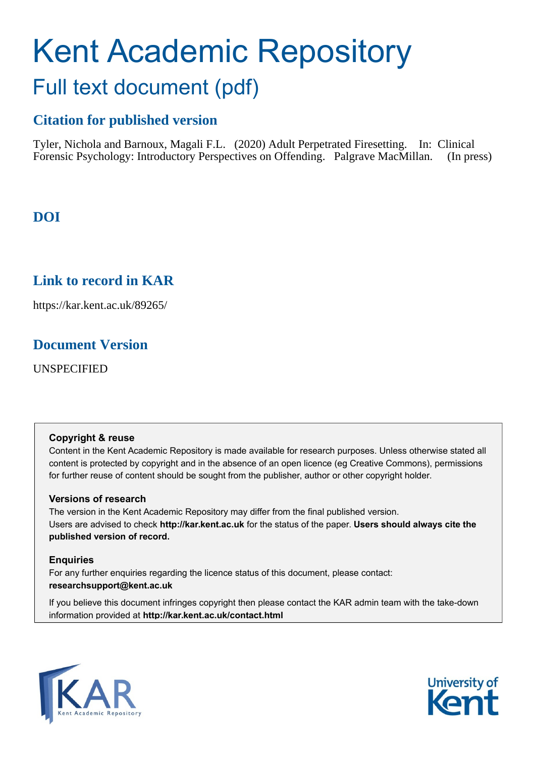# Kent Academic Repository

## Full text document (pdf)

### Citation for published version

Tyler, Nichola and Barnoux, Magali F.L. (2020) Adult Perpetrated Firesetting. In: Clinical Forensic Psychology: Introductory Perspectives on Offending. Palgrave MacMillan. (In press)

### DOI

### Link to record in KAR

https://kar.kent.ac.uk/89265/

### Document Version

UNSPECIFIED

**Copyright & reuse**

Content in the Kent Academic Repository is made available for research purposes. Unless otherwise stated all content is protected by copyright and in the absence of an open licence (eg Creative Commons), permissions for further reuse of content should be sought from the publisher, author or other copyright holder.

**Versions of research**

The version in the Kent Academic Repository may differ from the final published version. Users are advised to check **http://kar.kent.ac.uk** for the status of the paper. **Users should always cite the published version of record.**

**Enquiries**

For any further enquiries regarding the licence status of this document, please contact: **researchsupport@kent.ac.uk**

If you believe this document infringes copyright then please contact the KAR admin team with the take-down information provided at **http://kar.kent.ac.uk/contact.html**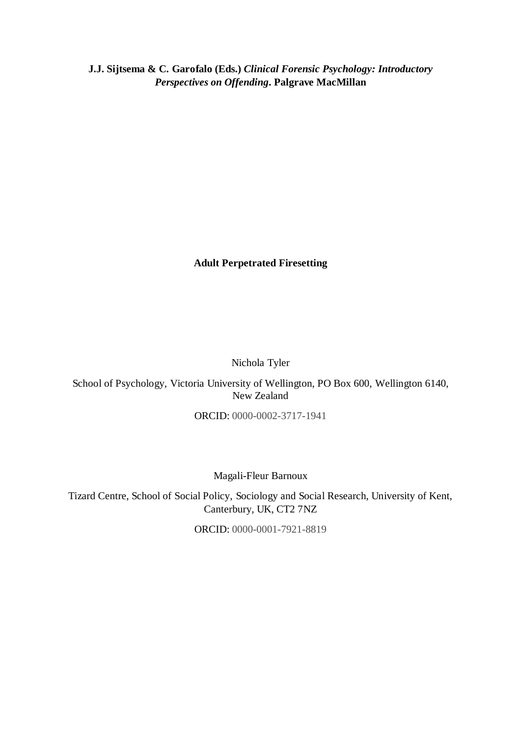**J.J. Sijtsema & C. Garofalo (Eds.)** ***Clinical Forensic Psychology: Introductory Perspectives on Offending*****. Palgrave MacMillan**

# Adult Perpetrated Firesetting

Nichola Tyler

School of Psychology, Victoria University of Wellington, PO Box 600, Wellington 6140, New Zealand

ORCID: 0000-0002-3717-1941

Magali-Fleur Barnoux

Tizard Centre, School of Social Policy, Sociology and Social Research, University of Kent, Canterbury, UK, CT2 7NZ

ORCID: 0000-0001-7921-8819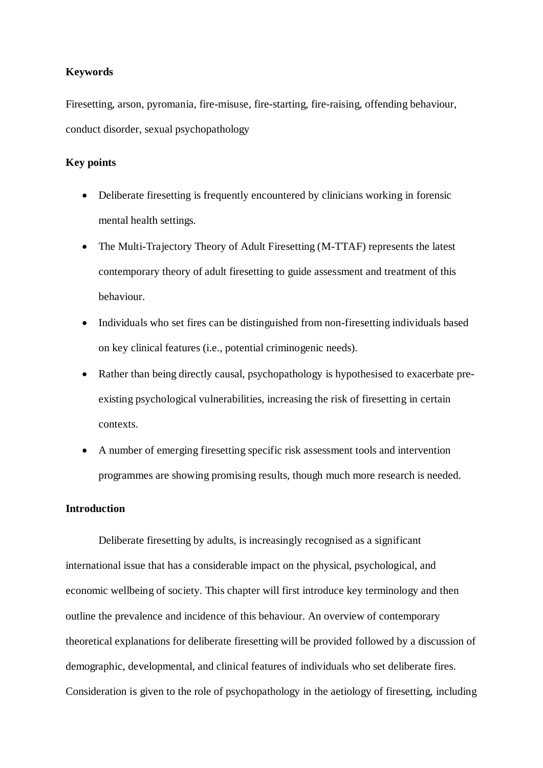**Keywords**

Firesetting, arson, pyromania, fire-misuse, fire-starting, fire-raising, offending behaviour, conduct disorder, sexual psychopathology

**Key points**

- Deliberate firesetting is frequently encountered by clinicians working in forensic mental health settings.
- The Multi-Trajectory Theory of Adult Firesetting (M-TTAF) represents the latest contemporary theory of adult firesetting to guide assessment and treatment of this behaviour.
- Individuals who set fires can be distinguished from non-firesetting individuals based on key clinical features (i.e., potential criminogenic needs).
- Rather than being directly causal, psychopathology is hypothesised to exacerbate pre-existing psychological vulnerabilities, increasing the risk of firesetting in certain contexts.
- A number of emerging firesetting specific risk assessment tools and intervention programmes are showing promising results, though much more research is needed.

**Introduction**

Deliberate firesetting by adults, is increasingly recognised as a significant international issue that has a considerable impact on the physical, psychological, and economic wellbeing of society. This chapter will first introduce key terminology and then outline the prevalence and incidence of this behaviour. An overview of contemporary theoretical explanations for deliberate firesetting will be provided followed by a discussion of demographic, developmental, and clinical features of individuals who set deliberate fires. Consideration is given to the role of psychopathology in the aetiology of firesetting, including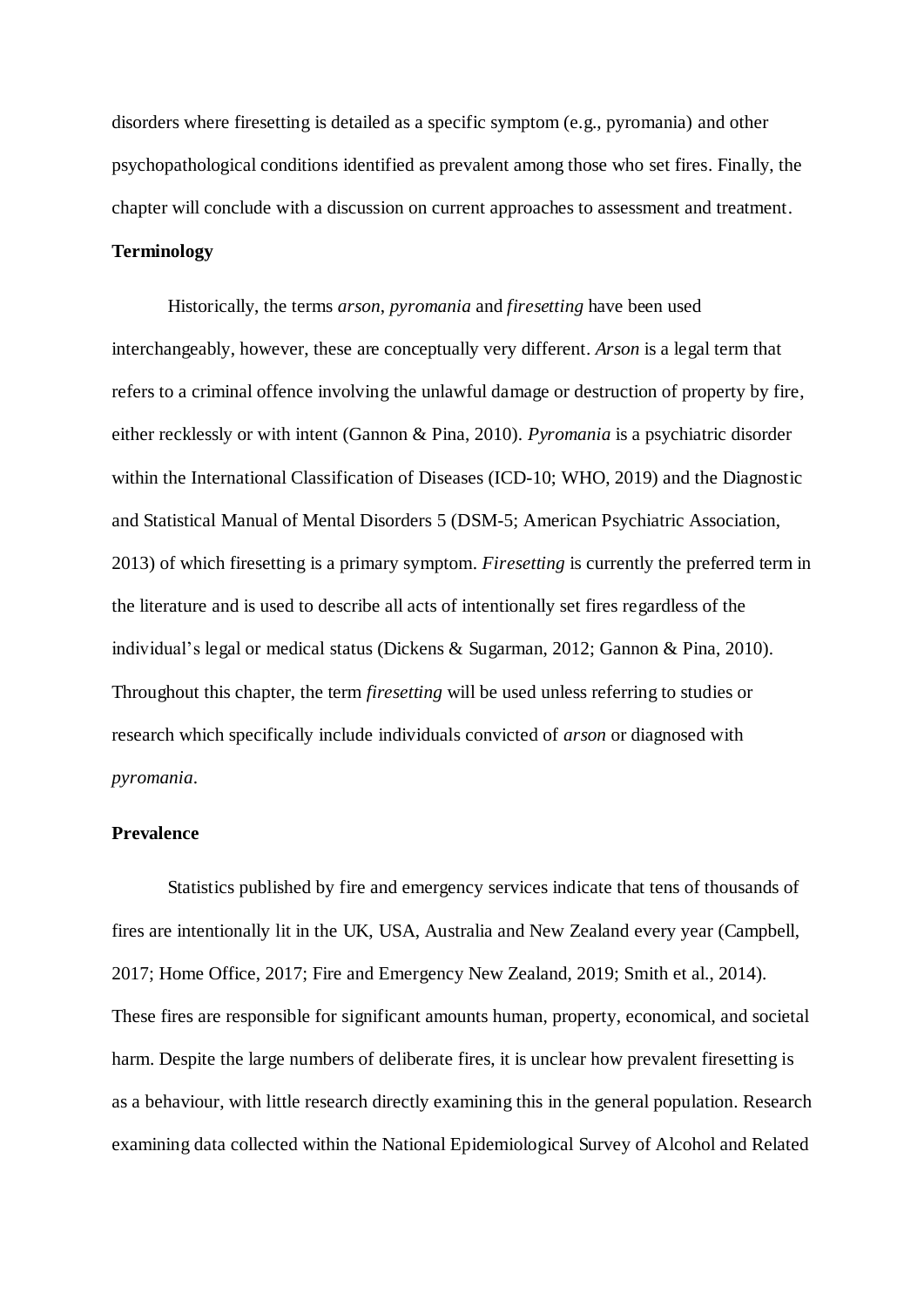disorders where firesetting is detailed as a specific symptom (e.g., pyromania) and other psychopathological conditions identified as prevalent among those who set fires. Finally, the chapter will conclude with a discussion on current approaches to assessment and treatment.

**Terminology**

Historically, the terms *arson*, *pyromania* and *firesetting* have been used interchangeably, however, these are conceptually very different. *Arson* is a legal term that refers to a criminal offence involving the unlawful damage or destruction of property by fire, either recklessly or with intent (Gannon & Pina, 2010). *Pyromania* is a psychiatric disorder within the International Classification of Diseases (ICD-10; WHO, 2019) and the Diagnostic and Statistical Manual of Mental Disorders 5 (DSM-5; American Psychiatric Association, 2013) of which firesetting is a primary symptom. *Firesetting* is currently the preferred term in the literature and is used to describe all acts of intentionally set fires regardless of the individual's legal or medical status (Dickens & Sugarman, 2012; Gannon & Pina, 2010). Throughout this chapter, the term *firesetting* will be used unless referring to studies or research which specifically include individuals convicted of *arson* or diagnosed with *pyromania*.

**Prevalence**

Statistics published by fire and emergency services indicate that tens of thousands of fires are intentionally lit in the UK, USA, Australia and New Zealand every year (Campbell, 2017; Home Office, 2017; Fire and Emergency New Zealand, 2019; Smith et al., 2014). These fires are responsible for significant amounts human, property, economical, and societal harm. Despite the large numbers of deliberate fires, it is unclear how prevalent firesetting is as a behaviour, with little research directly examining this in the general population. Research examining data collected within the National Epidemiological Survey of Alcohol and Related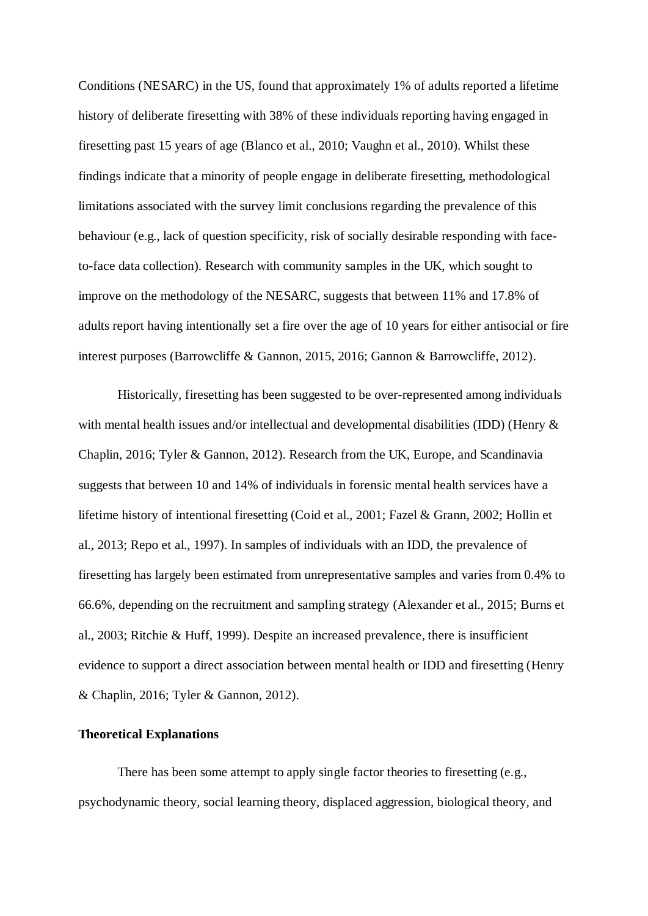Conditions (NESARC) in the US, found that approximately 1% of adults reported a lifetime history of deliberate firesetting with 38% of these individuals reporting having engaged in firesetting past 15 years of age (Blanco et al., 2010; Vaughn et al., 2010). Whilst these findings indicate that a minority of people engage in deliberate firesetting, methodological limitations associated with the survey limit conclusions regarding the prevalence of this behaviour (e.g., lack of question specificity, risk of socially desirable responding with face-to-face data collection). Research with community samples in the UK, which sought to improve on the methodology of the NESARC, suggests that between 11% and 17.8% of adults report having intentionally set a fire over the age of 10 years for either antisocial or fire interest purposes (Barrowcliffe & Gannon, 2015, 2016; Gannon & Barrowcliffe, 2012).

Historically, firesetting has been suggested to be over-represented among individuals with mental health issues and/or intellectual and developmental disabilities (IDD) (Henry & Chaplin, 2016; Tyler & Gannon, 2012). Research from the UK, Europe, and Scandinavia suggests that between 10 and 14% of individuals in forensic mental health services have a lifetime history of intentional firesetting (Coid et al., 2001; Fazel & Grann, 2002; Hollin et al., 2013; Repo et al., 1997). In samples of individuals with an IDD, the prevalence of firesetting has largely been estimated from unrepresentative samples and varies from 0.4% to 66.6%, depending on the recruitment and sampling strategy (Alexander et al., 2015; Burns et al., 2003; Ritchie & Huff, 1999). Despite an increased prevalence, there is insufficient evidence to support a direct association between mental health or IDD and firesetting (Henry & Chaplin, 2016; Tyler & Gannon, 2012).

**Theoretical Explanations**

There has been some attempt to apply single factor theories to firesetting (e.g., psychodynamic theory, social learning theory, displaced aggression, biological theory, and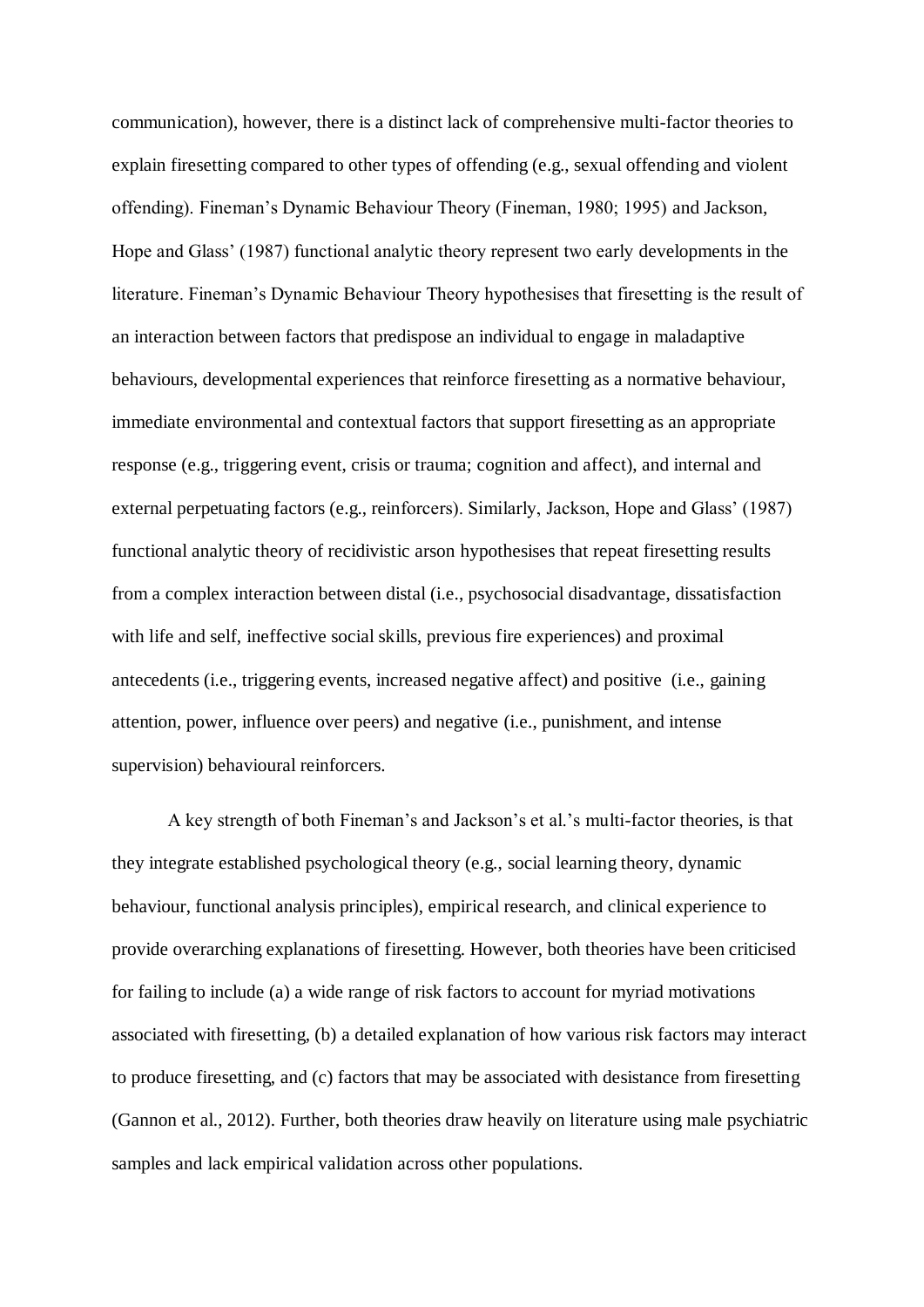communication), however, there is a distinct lack of comprehensive multi-factor theories to explain firesetting compared to other types of offending (e.g., sexual offending and violent offending). Fineman's Dynamic Behaviour Theory (Fineman, 1980; 1995) and Jackson, Hope and Glass' (1987) functional analytic theory represent two early developments in the literature. Fineman's Dynamic Behaviour Theory hypothesises that firesetting is the result of an interaction between factors that predispose an individual to engage in maladaptive behaviours, developmental experiences that reinforce firesetting as a normative behaviour, immediate environmental and contextual factors that support firesetting as an appropriate response (e.g., triggering event, crisis or trauma; cognition and affect), and internal and external perpetuating factors (e.g., reinforcers). Similarly, Jackson, Hope and Glass' (1987) functional analytic theory of recidivistic arson hypothesises that repeat firesetting results from a complex interaction between distal (i.e., psychosocial disadvantage, dissatisfaction with life and self, ineffective social skills, previous fire experiences) and proximal antecedents (i.e., triggering events, increased negative affect) and positive (i.e., gaining attention, power, influence over peers) and negative (i.e., punishment, and intense supervision) behavioural reinforcers.

A key strength of both Fineman's and Jackson's et al.'s multi-factor theories, is that they integrate established psychological theory (e.g., social learning theory, dynamic behaviour, functional analysis principles), empirical research, and clinical experience to provide overarching explanations of firesetting. However, both theories have been criticised for failing to include (a) a wide range of risk factors to account for myriad motivations associated with firesetting, (b) a detailed explanation of how various risk factors may interact to produce firesetting, and (c) factors that may be associated with desistance from firesetting (Gannon et al., 2012). Further, both theories draw heavily on literature using male psychiatric samples and lack empirical validation across other populations.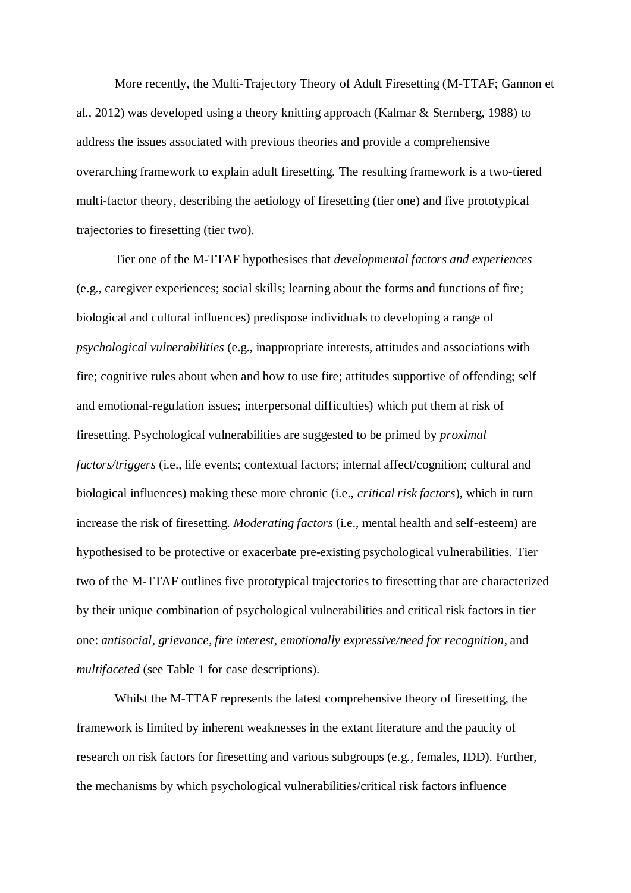More recently, the Multi-Trajectory Theory of Adult Firesetting (M-TTAF; Gannon et al., 2012) was developed using a theory knitting approach (Kalmar & Sternberg, 1988) to address the issues associated with previous theories and provide a comprehensive overarching framework to explain adult firesetting. The resulting framework is a two-tiered multi-factor theory, describing the aetiology of firesetting (tier one) and five prototypical trajectories to firesetting (tier two).

Tier one of the M-TTAF hypothesises that *developmental factors and experiences* (e.g., caregiver experiences; social skills; learning about the forms and functions of fire; biological and cultural influences) predispose individuals to developing a range of *psychological vulnerabilities* (e.g., inappropriate interests, attitudes and associations with fire; cognitive rules about when and how to use fire; attitudes supportive of offending; self and emotional-regulation issues; interpersonal difficulties) which put them at risk of firesetting. Psychological vulnerabilities are suggested to be primed by *proximal factors/triggers* (i.e., life events; contextual factors; internal affect/cognition; cultural and biological influences) making these more chronic (i.e., *critical risk factors*), which in turn increase the risk of firesetting. *Moderating factors* (i.e., mental health and self-esteem) are hypothesised to be protective or exacerbate pre-existing psychological vulnerabilities. Tier two of the M-TTAF outlines five prototypical trajectories to firesetting that are characterized by their unique combination of psychological vulnerabilities and critical risk factors in tier one: *antisocial*, *grievance*, *fire interest*, *emotionally expressive/need for recognition*, and *multifaceted* (see Table 1 for case descriptions).

Whilst the M-TTAF represents the latest comprehensive theory of firesetting, the framework is limited by inherent weaknesses in the extant literature and the paucity of research on risk factors for firesetting and various subgroups (e.g., females, IDD). Further, the mechanisms by which psychological vulnerabilities/critical risk factors influence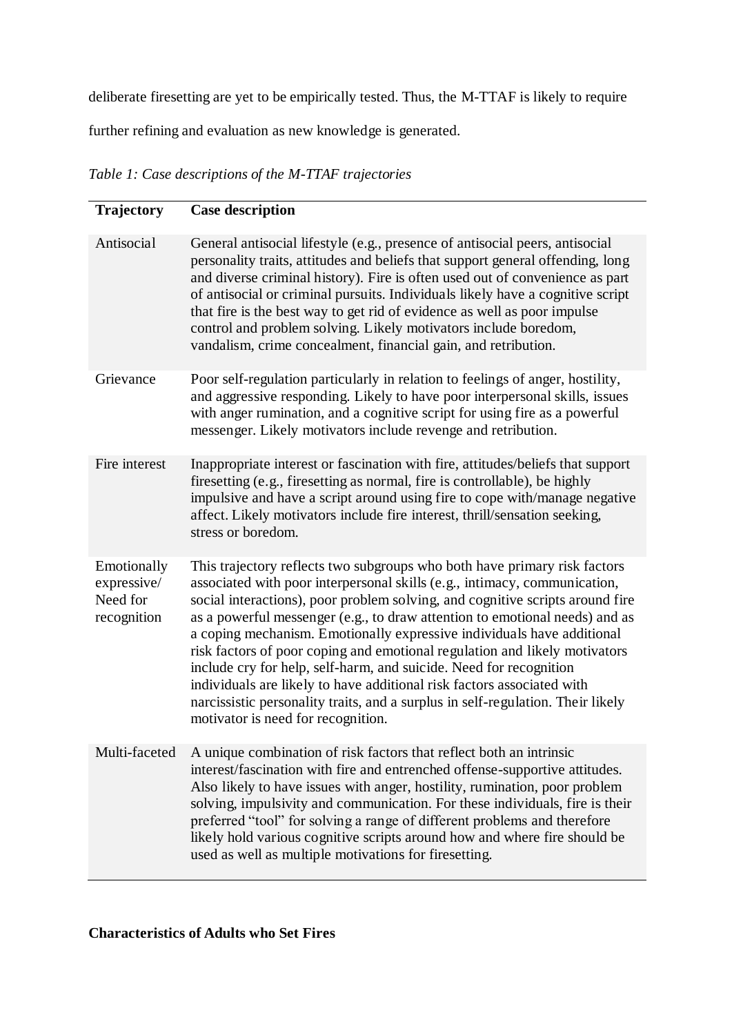deliberate firesetting are yet to be empirically tested. Thus, the M-TTAF is likely to require further refining and evaluation as new knowledge is generated.

*Table 1: Case descriptions of the M-TTAF trajectories*

| Trajectory | Case description |
|---|---|
| Antisocial | General antisocial lifestyle (e.g., presence of antisocial peers, antisocial personality traits, attitudes and beliefs that support general offending, long and diverse criminal history). Fire is often used out of convenience as part of antisocial or criminal pursuits. Individuals likely have a cognitive script that fire is the best way to get rid of evidence as well as poor impulse control and problem solving. Likely motivators include boredom, vandalism, crime concealment, financial gain, and retribution. |
| Grievance | Poor self-regulation particularly in relation to feelings of anger, hostility, and aggressive responding. Likely to have poor interpersonal skills, issues with anger rumination, and a cognitive script for using fire as a powerful messenger. Likely motivators include revenge and retribution. |
| Fire interest | Inappropriate interest or fascination with fire, attitudes/beliefs that support firesetting (e.g., firesetting as normal, fire is controllable), be highly impulsive and have a script around using fire to cope with/manage negative affect. Likely motivators include fire interest, thrill/sensation seeking, stress or boredom. |
| Emotionally expressive/ Need for recognition | This trajectory reflects two subgroups who both have primary risk factors associated with poor interpersonal skills (e.g., intimacy, communication, social interactions), poor problem solving, and cognitive scripts around fire as a powerful messenger (e.g., to draw attention to emotional needs) and as a coping mechanism. Emotionally expressive individuals have additional risk factors of poor coping and emotional regulation and likely motivators include cry for help, self-harm, and suicide. Need for recognition individuals are likely to have additional risk factors associated with narcissistic personality traits, and a surplus in self-regulation. Their likely motivator is need for recognition. |
| Multi-faceted | A unique combination of risk factors that reflect both an intrinsic interest/fascination with fire and entrenched offense-supportive attitudes. Also likely to have issues with anger, hostility, rumination, poor problem solving, impulsivity and communication. For these individuals, fire is their preferred "tool" for solving a range of different problems and therefore likely hold various cognitive scripts around how and where fire should be used as well as multiple motivations for firesetting. |

**Characteristics of Adults who Set Fires**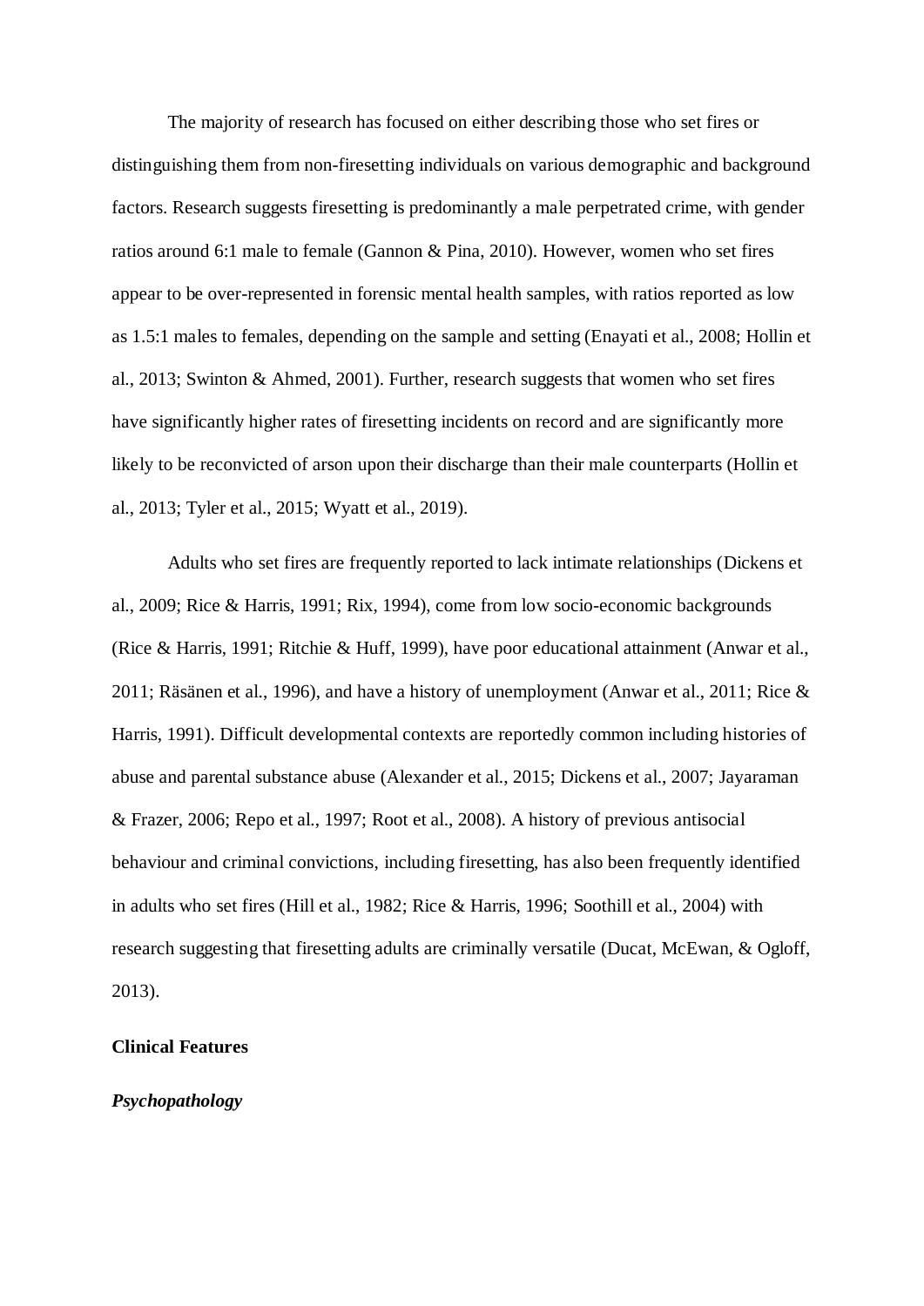The majority of research has focused on either describing those who set fires or distinguishing them from non-firesetting individuals on various demographic and background factors. Research suggests firesetting is predominantly a male perpetrated crime, with gender ratios around 6:1 male to female (Gannon & Pina, 2010). However, women who set fires appear to be over-represented in forensic mental health samples, with ratios reported as low as 1.5:1 males to females, depending on the sample and setting (Enayati et al., 2008; Hollin et al., 2013; Swinton & Ahmed, 2001). Further, research suggests that women who set fires have significantly higher rates of firesetting incidents on record and are significantly more likely to be reconvicted of arson upon their discharge than their male counterparts (Hollin et al., 2013; Tyler et al., 2015; Wyatt et al., 2019).

Adults who set fires are frequently reported to lack intimate relationships (Dickens et al., 2009; Rice & Harris, 1991; Rix, 1994), come from low socio-economic backgrounds (Rice & Harris, 1991; Ritchie & Huff, 1999), have poor educational attainment (Anwar et al., 2011; Räsänen et al., 1996), and have a history of unemployment (Anwar et al., 2011; Rice & Harris, 1991). Difficult developmental contexts are reportedly common including histories of abuse and parental substance abuse (Alexander et al., 2015; Dickens et al., 2007; Jayaraman & Frazer, 2006; Repo et al., 1997; Root et al., 2008). A history of previous antisocial behaviour and criminal convictions, including firesetting, has also been frequently identified in adults who set fires (Hill et al., 1982; Rice & Harris, 1996; Soothill et al., 2004) with research suggesting that firesetting adults are criminally versatile (Ducat, McEwan, & Ogloff, 2013).

## Clinical Features

### *Psychopathology*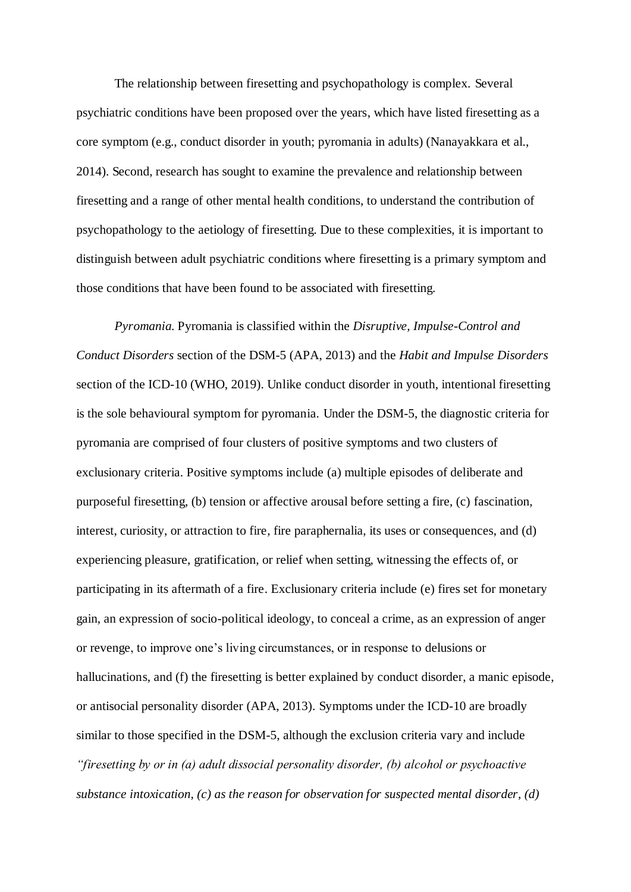The relationship between firesetting and psychopathology is complex. Several psychiatric conditions have been proposed over the years, which have listed firesetting as a core symptom (e.g., conduct disorder in youth; pyromania in adults) (Nanayakkara et al., 2014). Second, research has sought to examine the prevalence and relationship between firesetting and a range of other mental health conditions, to understand the contribution of psychopathology to the aetiology of firesetting. Due to these complexities, it is important to distinguish between adult psychiatric conditions where firesetting is a primary symptom and those conditions that have been found to be associated with firesetting.

*Pyromania.* Pyromania is classified within the *Disruptive, Impulse-Control and Conduct Disorders* section of the DSM-5 (APA, 2013) and the *Habit and Impulse Disorders* section of the ICD-10 (WHO, 2019). Unlike conduct disorder in youth, intentional firesetting is the sole behavioural symptom for pyromania. Under the DSM-5, the diagnostic criteria for pyromania are comprised of four clusters of positive symptoms and two clusters of exclusionary criteria. Positive symptoms include (a) multiple episodes of deliberate and purposeful firesetting, (b) tension or affective arousal before setting a fire, (c) fascination, interest, curiosity, or attraction to fire, fire paraphernalia, its uses or consequences, and (d) experiencing pleasure, gratification, or relief when setting, witnessing the effects of, or participating in its aftermath of a fire. Exclusionary criteria include (e) fires set for monetary gain, an expression of socio-political ideology, to conceal a crime, as an expression of anger or revenge, to improve one's living circumstances, or in response to delusions or hallucinations, and (f) the firesetting is better explained by conduct disorder, a manic episode, or antisocial personality disorder (APA, 2013). Symptoms under the ICD-10 are broadly similar to those specified in the DSM-5, although the exclusion criteria vary and include *"firesetting by or in (a) adult dissocial personality disorder, (b) alcohol or psychoactive substance intoxication, (c) as the reason for observation for suspected mental disorder, (d)*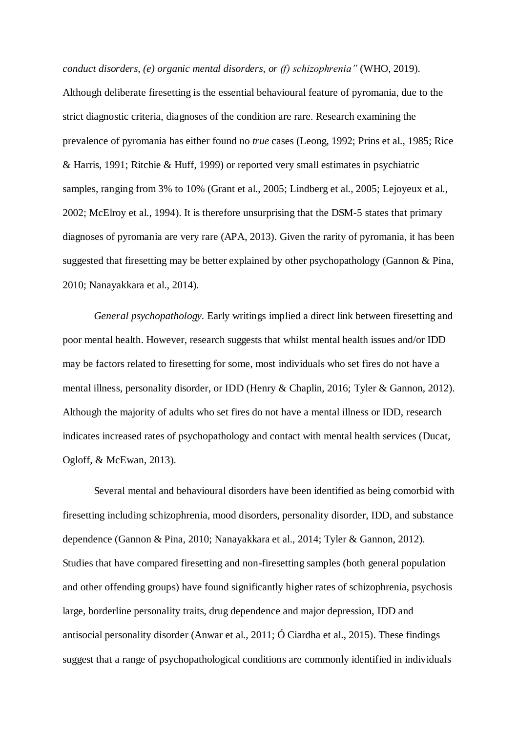*conduct disorders, (e) organic mental disorders, or (f) schizophrenia"* (WHO, 2019). Although deliberate firesetting is the essential behavioural feature of pyromania, due to the strict diagnostic criteria, diagnoses of the condition are rare. Research examining the prevalence of pyromania has either found no *true* cases (Leong, 1992; Prins et al., 1985; Rice & Harris, 1991; Ritchie & Huff, 1999) or reported very small estimates in psychiatric samples, ranging from 3% to 10% (Grant et al., 2005; Lindberg et al., 2005; Lejoyeux et al., 2002; McElroy et al., 1994). It is therefore unsurprising that the DSM-5 states that primary diagnoses of pyromania are very rare (APA, 2013). Given the rarity of pyromania, it has been suggested that firesetting may be better explained by other psychopathology (Gannon & Pina, 2010; Nanayakkara et al., 2014).

*General psychopathology.* Early writings implied a direct link between firesetting and poor mental health. However, research suggests that whilst mental health issues and/or IDD may be factors related to firesetting for some, most individuals who set fires do not have a mental illness, personality disorder, or IDD (Henry & Chaplin, 2016; Tyler & Gannon, 2012). Although the majority of adults who set fires do not have a mental illness or IDD, research indicates increased rates of psychopathology and contact with mental health services (Ducat, Ogloff, & McEwan, 2013).

Several mental and behavioural disorders have been identified as being comorbid with firesetting including schizophrenia, mood disorders, personality disorder, IDD, and substance dependence (Gannon & Pina, 2010; Nanayakkara et al., 2014; Tyler & Gannon, 2012). Studies that have compared firesetting and non-firesetting samples (both general population and other offending groups) have found significantly higher rates of schizophrenia, psychosis large, borderline personality traits, drug dependence and major depression, IDD and antisocial personality disorder (Anwar et al., 2011; Ó Ciardha et al., 2015). These findings suggest that a range of psychopathological conditions are commonly identified in individuals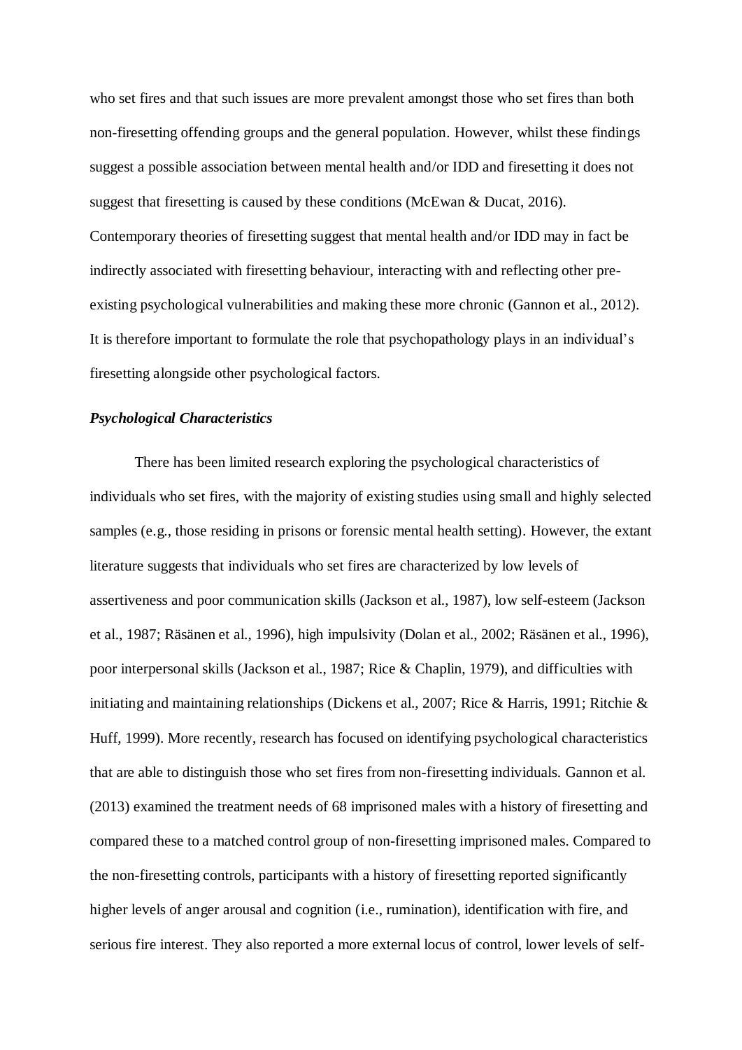who set fires and that such issues are more prevalent amongst those who set fires than both non-firesetting offending groups and the general population. However, whilst these findings suggest a possible association between mental health and/or IDD and firesetting it does not suggest that firesetting is caused by these conditions (McEwan & Ducat, 2016). Contemporary theories of firesetting suggest that mental health and/or IDD may in fact be indirectly associated with firesetting behaviour, interacting with and reflecting other pre-existing psychological vulnerabilities and making these more chronic (Gannon et al., 2012). It is therefore important to formulate the role that psychopathology plays in an individual's firesetting alongside other psychological factors.

### ***Psychological Characteristics***

There has been limited research exploring the psychological characteristics of individuals who set fires, with the majority of existing studies using small and highly selected samples (e.g., those residing in prisons or forensic mental health setting). However, the extant literature suggests that individuals who set fires are characterized by low levels of assertiveness and poor communication skills (Jackson et al., 1987), low self-esteem (Jackson et al., 1987; Räsänen et al., 1996), high impulsivity (Dolan et al., 2002; Räsänen et al., 1996), poor interpersonal skills (Jackson et al., 1987; Rice & Chaplin, 1979), and difficulties with initiating and maintaining relationships (Dickens et al., 2007; Rice & Harris, 1991; Ritchie & Huff, 1999). More recently, research has focused on identifying psychological characteristics that are able to distinguish those who set fires from non-firesetting individuals. Gannon et al. (2013) examined the treatment needs of 68 imprisoned males with a history of firesetting and compared these to a matched control group of non-firesetting imprisoned males. Compared to the non-firesetting controls, participants with a history of firesetting reported significantly higher levels of anger arousal and cognition (i.e., rumination), identification with fire, and serious fire interest. They also reported a more external locus of control, lower levels of self-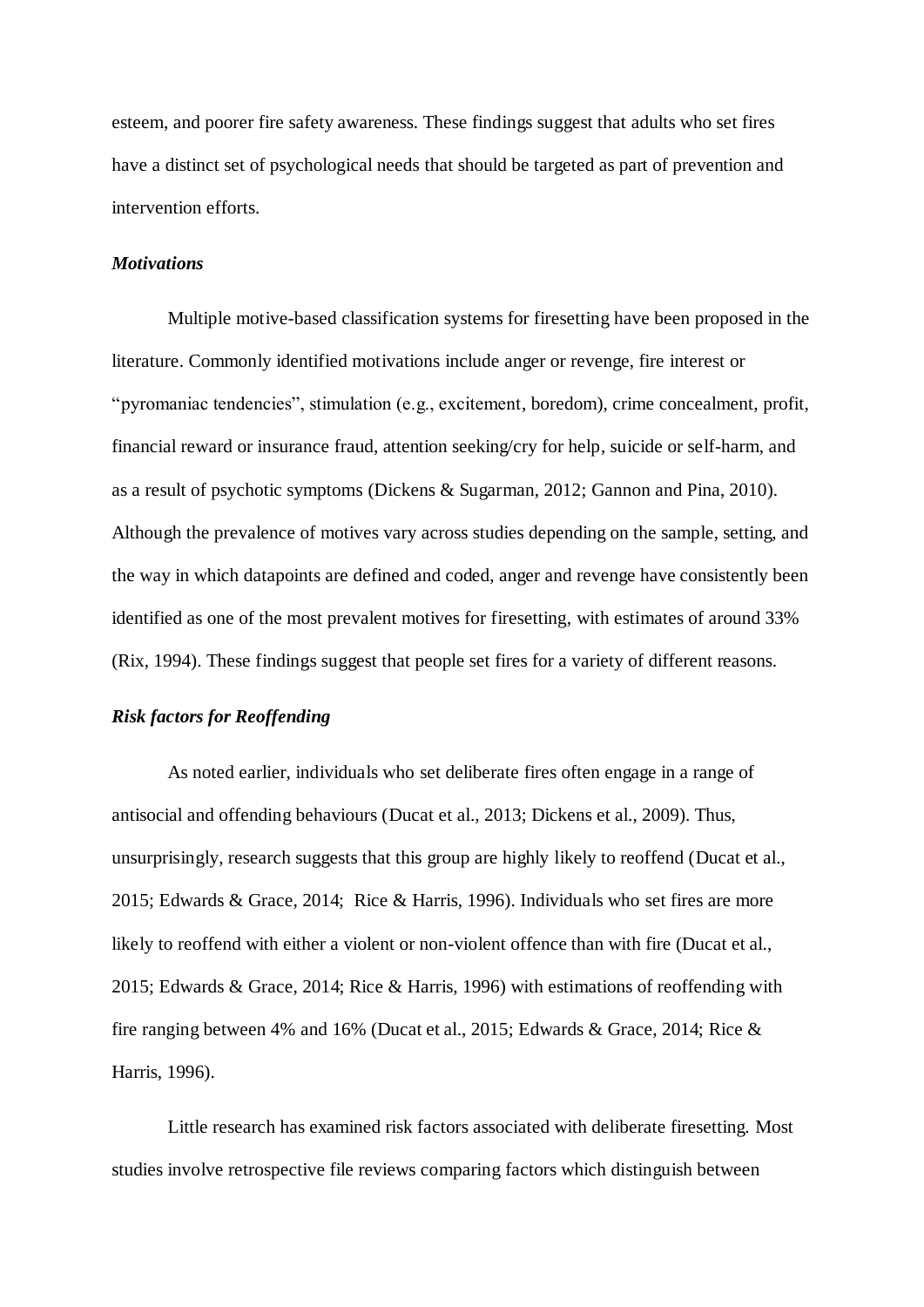esteem, and poorer fire safety awareness. These findings suggest that adults who set fires have a distinct set of psychological needs that should be targeted as part of prevention and intervention efforts.

### *Motivations*

Multiple motive-based classification systems for firesetting have been proposed in the literature. Commonly identified motivations include anger or revenge, fire interest or "pyromaniac tendencies", stimulation (e.g., excitement, boredom), crime concealment, profit, financial reward or insurance fraud, attention seeking/cry for help, suicide or self-harm, and as a result of psychotic symptoms (Dickens & Sugarman, 2012; Gannon and Pina, 2010). Although the prevalence of motives vary across studies depending on the sample, setting, and the way in which datapoints are defined and coded, anger and revenge have consistently been identified as one of the most prevalent motives for firesetting, with estimates of around 33% (Rix, 1994). These findings suggest that people set fires for a variety of different reasons.

### *Risk factors for Reoffending*

As noted earlier, individuals who set deliberate fires often engage in a range of antisocial and offending behaviours (Ducat et al., 2013; Dickens et al., 2009). Thus, unsurprisingly, research suggests that this group are highly likely to reoffend (Ducat et al., 2015; Edwards & Grace, 2014; Rice & Harris, 1996). Individuals who set fires are more likely to reoffend with either a violent or non-violent offence than with fire (Ducat et al., 2015; Edwards & Grace, 2014; Rice & Harris, 1996) with estimations of reoffending with fire ranging between 4% and 16% (Ducat et al., 2015; Edwards & Grace, 2014; Rice & Harris, 1996).

Little research has examined risk factors associated with deliberate firesetting. Most studies involve retrospective file reviews comparing factors which distinguish between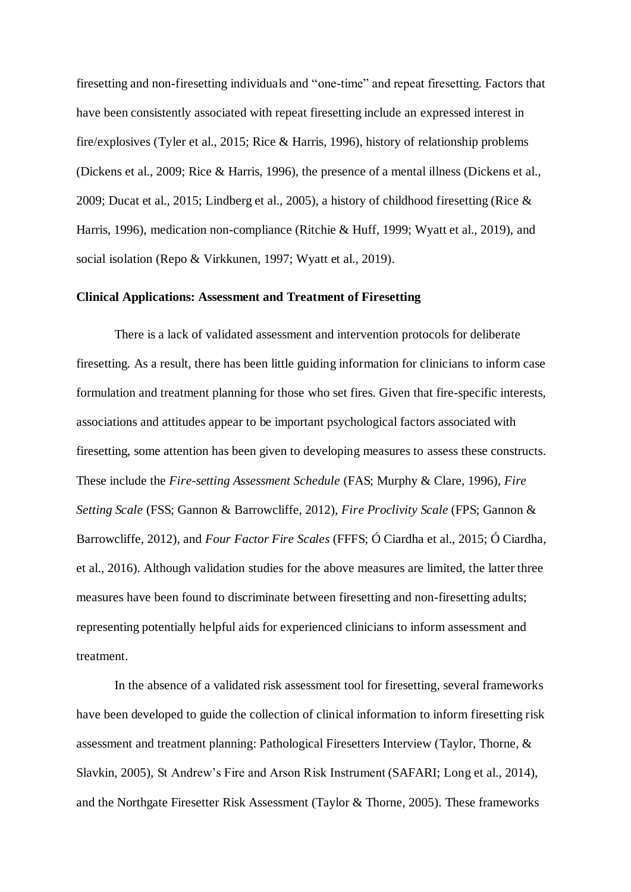firesetting and non-firesetting individuals and "one-time" and repeat firesetting. Factors that have been consistently associated with repeat firesetting include an expressed interest in fire/explosives (Tyler et al., 2015; Rice & Harris, 1996), history of relationship problems (Dickens et al., 2009; Rice & Harris, 1996), the presence of a mental illness (Dickens et al., 2009; Ducat et al., 2015; Lindberg et al., 2005), a history of childhood firesetting (Rice & Harris, 1996), medication non-compliance (Ritchie & Huff, 1999; Wyatt et al., 2019), and social isolation (Repo & Virkkunen, 1997; Wyatt et al., 2019).

**Clinical Applications: Assessment and Treatment of Firesetting**

There is a lack of validated assessment and intervention protocols for deliberate firesetting. As a result, there has been little guiding information for clinicians to inform case formulation and treatment planning for those who set fires. Given that fire-specific interests, associations and attitudes appear to be important psychological factors associated with firesetting, some attention has been given to developing measures to assess these constructs. These include the *Fire-setting Assessment Schedule* (FAS; Murphy & Clare, 1996), *Fire Setting Scale* (FSS; Gannon & Barrowcliffe, 2012), *Fire Proclivity Scale* (FPS; Gannon & Barrowcliffe, 2012), and *Four Factor Fire Scales* (FFFS; Ó Ciardha et al., 2015; Ó Ciardha, et al., 2016). Although validation studies for the above measures are limited, the latter three measures have been found to discriminate between firesetting and non-firesetting adults; representing potentially helpful aids for experienced clinicians to inform assessment and treatment.

In the absence of a validated risk assessment tool for firesetting, several frameworks have been developed to guide the collection of clinical information to inform firesetting risk assessment and treatment planning: Pathological Firesetters Interview (Taylor, Thorne, & Slavkin, 2005), St Andrew's Fire and Arson Risk Instrument (SAFARI; Long et al., 2014), and the Northgate Firesetter Risk Assessment (Taylor & Thorne, 2005). These frameworks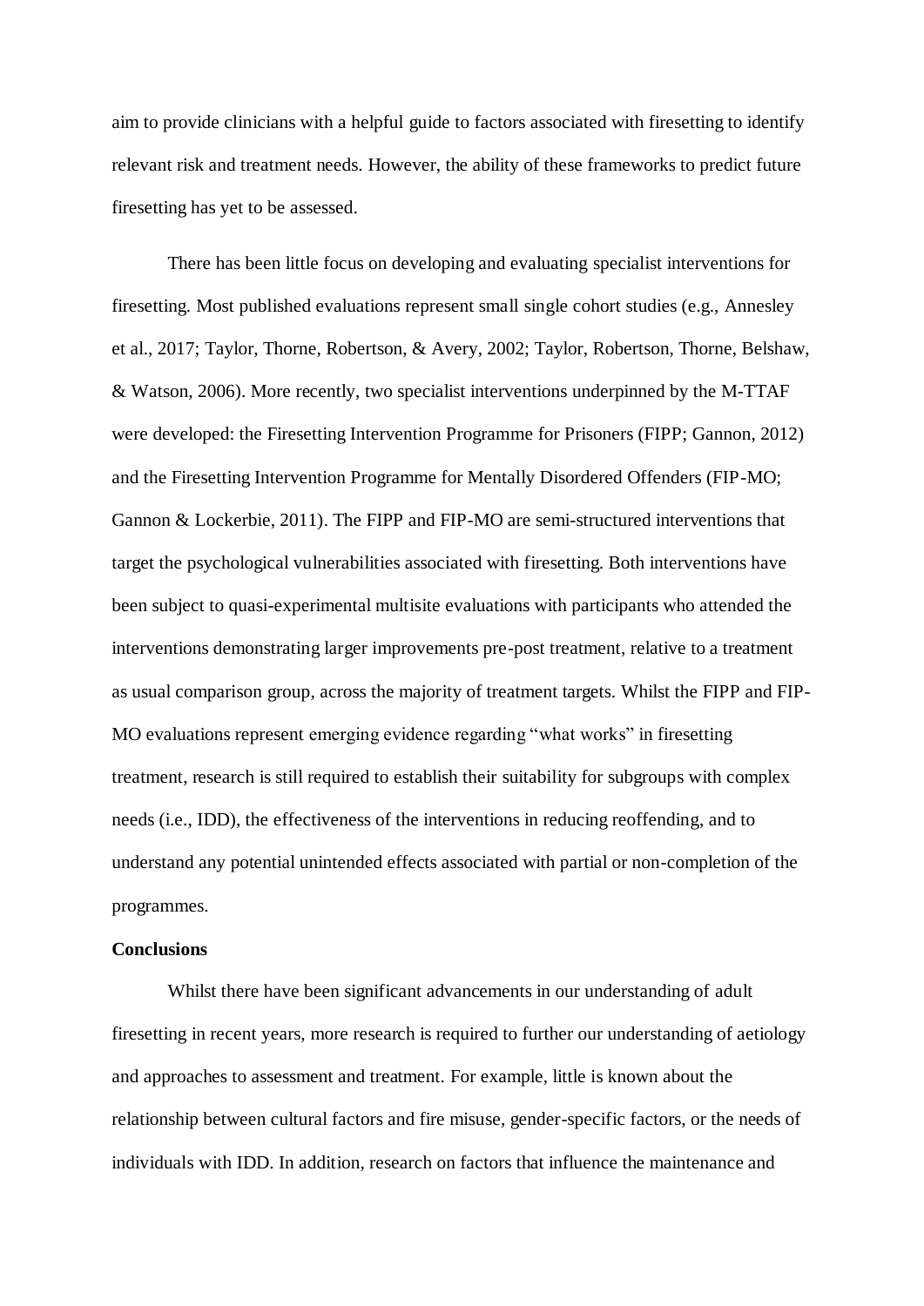aim to provide clinicians with a helpful guide to factors associated with firesetting to identify relevant risk and treatment needs. However, the ability of these frameworks to predict future firesetting has yet to be assessed.

There has been little focus on developing and evaluating specialist interventions for firesetting. Most published evaluations represent small single cohort studies (e.g., Annesley et al., 2017; Taylor, Thorne, Robertson, & Avery, 2002; Taylor, Robertson, Thorne, Belshaw, & Watson, 2006). More recently, two specialist interventions underpinned by the M-TTAF were developed: the Firesetting Intervention Programme for Prisoners (FIPP; Gannon, 2012) and the Firesetting Intervention Programme for Mentally Disordered Offenders (FIP-MO; Gannon & Lockerbie, 2011). The FIPP and FIP-MO are semi-structured interventions that target the psychological vulnerabilities associated with firesetting. Both interventions have been subject to quasi-experimental multisite evaluations with participants who attended the interventions demonstrating larger improvements pre-post treatment, relative to a treatment as usual comparison group, across the majority of treatment targets. Whilst the FIPP and FIP-MO evaluations represent emerging evidence regarding "what works" in firesetting treatment, research is still required to establish their suitability for subgroups with complex needs (i.e., IDD), the effectiveness of the interventions in reducing reoffending, and to understand any potential unintended effects associated with partial or non-completion of the programmes.

**Conclusions**

Whilst there have been significant advancements in our understanding of adult firesetting in recent years, more research is required to further our understanding of aetiology and approaches to assessment and treatment. For example, little is known about the relationship between cultural factors and fire misuse, gender-specific factors, or the needs of individuals with IDD. In addition, research on factors that influence the maintenance and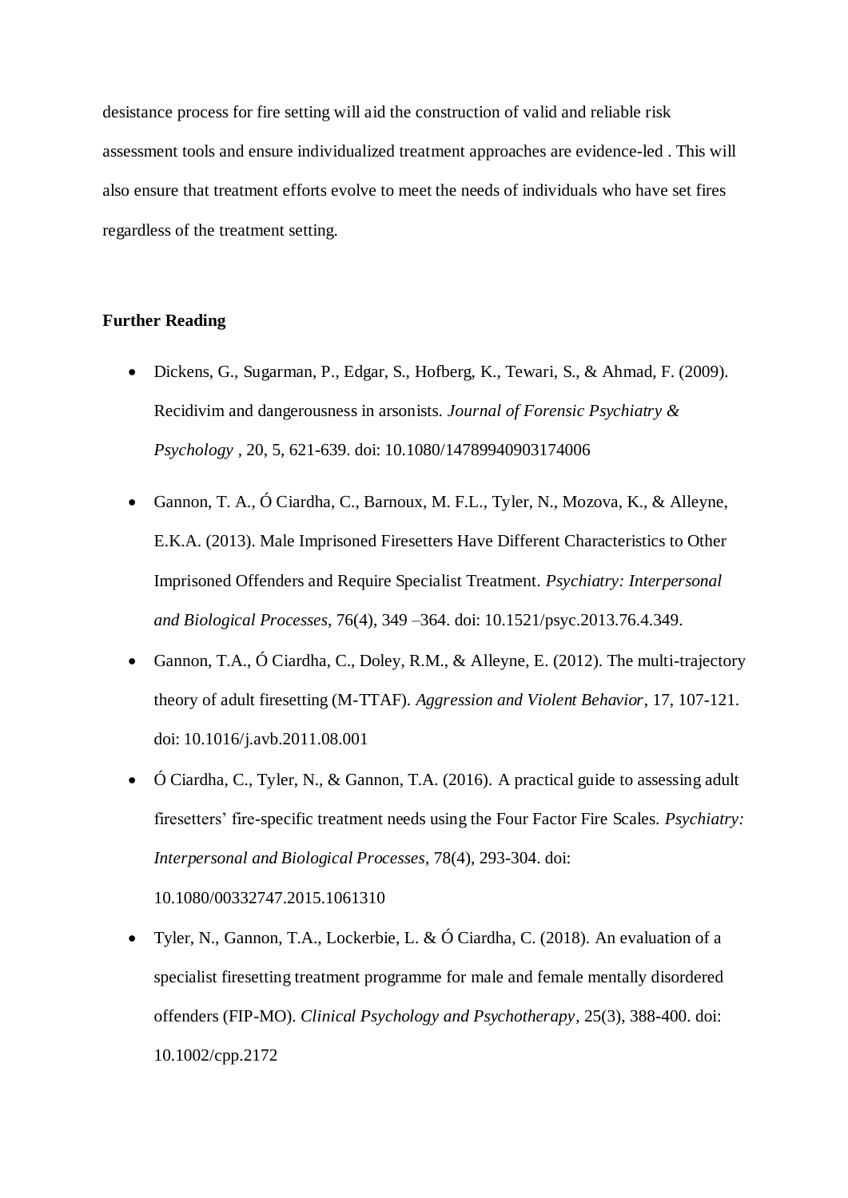desistance process for fire setting will aid the construction of valid and reliable risk assessment tools and ensure individualized treatment approaches are evidence-led . This will also ensure that treatment efforts evolve to meet the needs of individuals who have set fires regardless of the treatment setting.

**Further Reading**

- Dickens, G., Sugarman, P., Edgar, S., Hofberg, K., Tewari, S., & Ahmad, F. (2009). Recidivim and dangerousness in arsonists. *Journal of Forensic Psychiatry & Psychology* , 20, 5, 621-639. doi: 10.1080/14789940903174006
- Gannon, T. A., Ó Ciardha, C., Barnoux, M. F.L., Tyler, N., Mozova, K., & Alleyne, E.K.A. (2013). Male Imprisoned Firesetters Have Different Characteristics to Other Imprisoned Offenders and Require Specialist Treatment. *Psychiatry: Interpersonal and Biological Processes*, 76(4), 349 –364. doi: 10.1521/psyc.2013.76.4.349.
- Gannon, T.A., Ó Ciardha, C., Doley, R.M., & Alleyne, E. (2012). The multi-trajectory theory of adult firesetting (M-TTAF). *Aggression and Violent Behavior*, 17, 107-121. doi: 10.1016/j.avb.2011.08.001
- Ó Ciardha, C., Tyler, N., & Gannon, T.A. (2016). A practical guide to assessing adult firesetters' fire-specific treatment needs using the Four Factor Fire Scales. *Psychiatry: Interpersonal and Biological Processes*, 78(4), 293-304. doi: 10.1080/00332747.2015.1061310
- Tyler, N., Gannon, T.A., Lockerbie, L. & Ó Ciardha, C. (2018). An evaluation of a specialist firesetting treatment programme for male and female mentally disordered offenders (FIP-MO). *Clinical Psychology and Psychotherapy*, 25(3), 388-400. doi: 10.1002/cpp.2172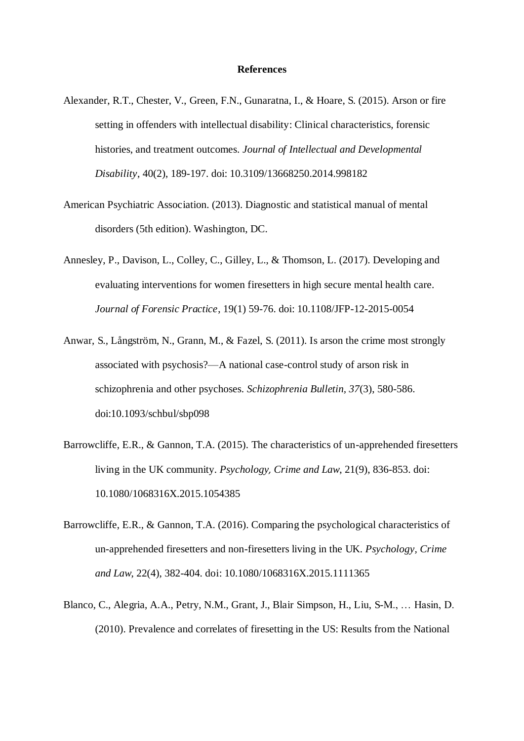# References

Alexander, R.T., Chester, V., Green, F.N., Gunaratna, I., & Hoare, S. (2015). Arson or fire setting in offenders with intellectual disability: Clinical characteristics, forensic histories, and treatment outcomes. *Journal of Intellectual and Developmental Disability*, 40(2), 189-197. doi: 10.3109/13668250.2014.998182

American Psychiatric Association. (2013). Diagnostic and statistical manual of mental disorders (5th edition). Washington, DC.

Annesley, P., Davison, L., Colley, C., Gilley, L., & Thomson, L. (2017). Developing and evaluating interventions for women firesetters in high secure mental health care. *Journal of Forensic Practice*, 19(1) 59-76. doi: 10.1108/JFP-12-2015-0054

Anwar, S., Långström, N., Grann, M., & Fazel, S. (2011). Is arson the crime most strongly associated with psychosis?—A national case-control study of arson risk in schizophrenia and other psychoses. *Schizophrenia Bulletin*, *37*(3), 580-586. doi:10.1093/schbul/sbp098

Barrowcliffe, E.R., & Gannon, T.A. (2015). The characteristics of un-apprehended firesetters living in the UK community. *Psychology, Crime and Law*, 21(9), 836-853. doi: 10.1080/1068316X.2015.1054385

Barrowcliffe, E.R., & Gannon, T.A. (2016). Comparing the psychological characteristics of un-apprehended firesetters and non-firesetters living in the UK. *Psychology*, *Crime and Law*, 22(4), 382-404. doi: 10.1080/1068316X.2015.1111365

Blanco, C., Alegria, A.A., Petry, N.M., Grant, J., Blair Simpson, H., Liu, S-M., … Hasin, D. (2010). Prevalence and correlates of firesetting in the US: Results from the National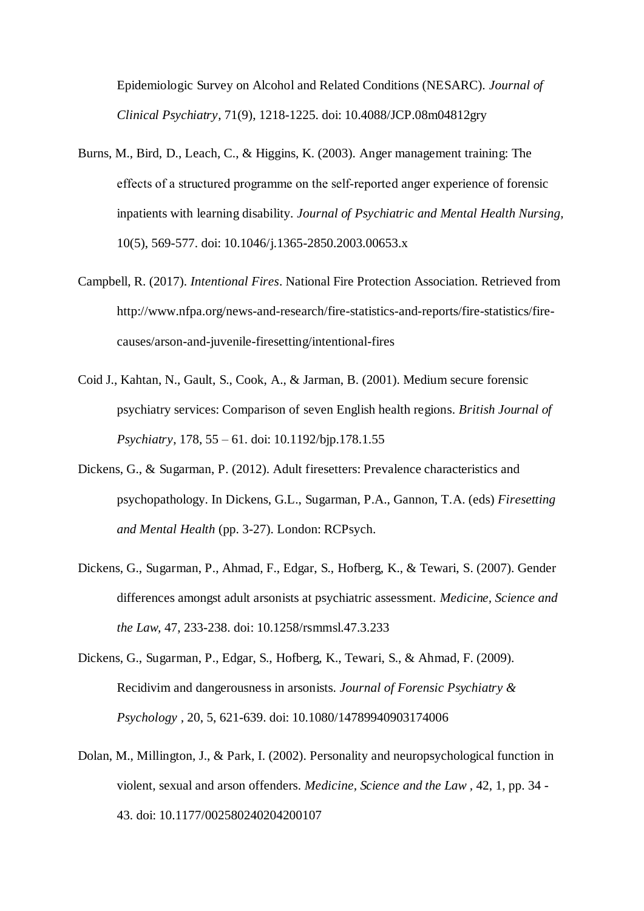Epidemiologic Survey on Alcohol and Related Conditions (NESARC). *Journal of Clinical Psychiatry*, 71(9), 1218-1225. doi: 10.4088/JCP.08m04812gry

Burns, M., Bird, D., Leach, C., & Higgins, K. (2003). Anger management training: The effects of a structured programme on the self-reported anger experience of forensic inpatients with learning disability. *Journal of Psychiatric and Mental Health Nursing,* 10(5), 569-577. doi: 10.1046/j.1365-2850.2003.00653.x

Campbell, R. (2017). *Intentional Fires*. National Fire Protection Association. Retrieved from http://www.nfpa.org/news-and-research/fire-statistics-and-reports/fire-statistics/fire-causes/arson-and-juvenile-firesetting/intentional-fires

Coid J., Kahtan, N., Gault, S., Cook, A., & Jarman, B. (2001). Medium secure forensic psychiatry services: Comparison of seven English health regions. *British Journal of Psychiatry*, 178, 55 – 61. doi: 10.1192/bjp.178.1.55

Dickens, G., & Sugarman, P. (2012). Adult firesetters: Prevalence characteristics and psychopathology. In Dickens, G.L., Sugarman, P.A., Gannon, T.A. (eds) *Firesetting and Mental Health* (pp. 3-27). London: RCPsych.

Dickens, G., Sugarman, P., Ahmad, F., Edgar, S., Hofberg, K., & Tewari, S. (2007). Gender differences amongst adult arsonists at psychiatric assessment. *Medicine, Science and the Law,* 47, 233-238. doi: 10.1258/rsmmsl.47.3.233

Dickens, G., Sugarman, P., Edgar, S., Hofberg, K., Tewari, S., & Ahmad, F. (2009). Recidivim and dangerousness in arsonists. *Journal of Forensic Psychiatry & Psychology* , 20, 5, 621-639. doi: 10.1080/14789940903174006

Dolan, M., Millington, J., & Park, I. (2002). Personality and neuropsychological function in violent, sexual and arson offenders. *Medicine, Science and the Law* , 42, 1, pp. 34 - 43. doi: 10.1177/002580240204200107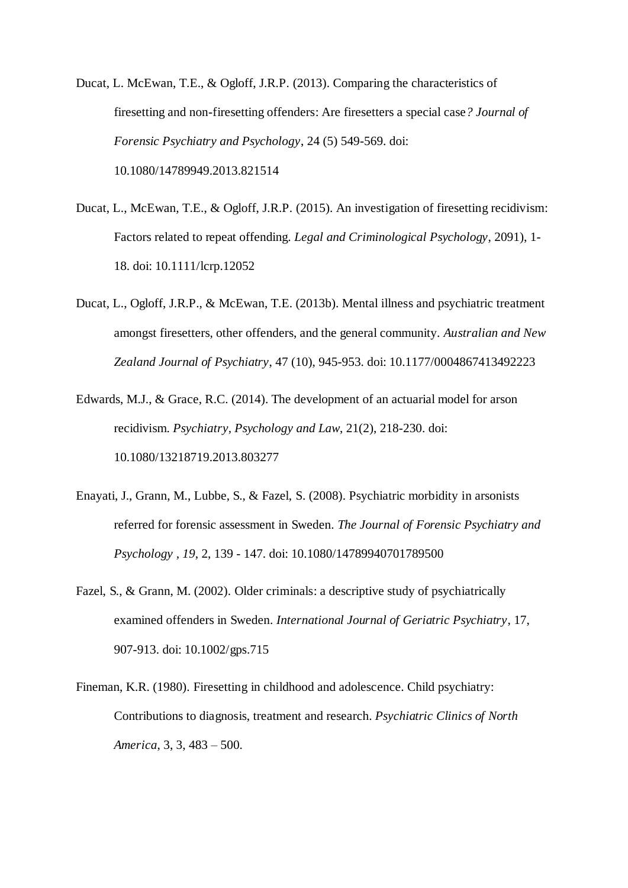Ducat, L. McEwan, T.E., & Ogloff, J.R.P. (2013). Comparing the characteristics of firesetting and non-firesetting offenders: Are firesetters a special case*? Journal of Forensic Psychiatry and Psychology*, 24 (5) 549-569. doi: 10.1080/14789949.2013.821514

Ducat, L., McEwan, T.E., & Ogloff, J.R.P. (2015). An investigation of firesetting recidivism: Factors related to repeat offending. *Legal and Criminological Psychology*, 2091), 1-18. doi: 10.1111/lcrp.12052

Ducat, L., Ogloff, J.R.P., & McEwan, T.E. (2013b). Mental illness and psychiatric treatment amongst firesetters, other offenders, and the general community. *Australian and New Zealand Journal of Psychiatry*, 47 (10), 945-953. doi: 10.1177/0004867413492223

Edwards, M.J., & Grace, R.C. (2014). The development of an actuarial model for arson recidivism. *Psychiatry, Psychology and Law*, 21(2), 218-230. doi: 10.1080/13218719.2013.803277

Enayati, J., Grann, M., Lubbe, S., & Fazel, S. (2008). Psychiatric morbidity in arsonists referred for forensic assessment in Sweden. *The Journal of Forensic Psychiatry and Psychology , 19*, 2, 139 - 147. doi: 10.1080/14789940701789500

Fazel, S., & Grann, M. (2002). Older criminals: a descriptive study of psychiatrically examined offenders in Sweden. *International Journal of Geriatric Psychiatry*, 17, 907-913. doi: 10.1002/gps.715

Fineman, K.R. (1980). Firesetting in childhood and adolescence. Child psychiatry: Contributions to diagnosis, treatment and research. *Psychiatric Clinics of North America*, 3, 3, 483 – 500.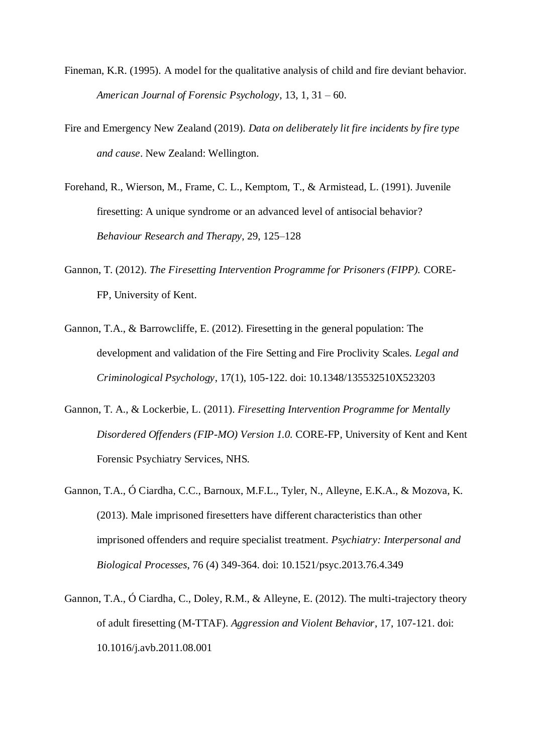Fineman, K.R. (1995). A model for the qualitative analysis of child and fire deviant behavior. *American Journal of Forensic Psychology*, 13, 1, 31 – 60.

Fire and Emergency New Zealand (2019). *Data on deliberately lit fire incidents by fire type and cause*. New Zealand: Wellington.

Forehand, R., Wierson, M., Frame, C. L., Kemptom, T., & Armistead, L. (1991). Juvenile firesetting: A unique syndrome or an advanced level of antisocial behavior? *Behaviour Research and Therapy*, 29, 125–128

Gannon, T. (2012). *The Firesetting Intervention Programme for Prisoners (FIPP).* CORE-FP, University of Kent.

Gannon, T.A., & Barrowcliffe, E. (2012). Firesetting in the general population: The development and validation of the Fire Setting and Fire Proclivity Scales. *Legal and Criminological Psychology*, 17(1), 105-122. doi: 10.1348/135532510X523203

Gannon, T. A., & Lockerbie, L. (2011). *Firesetting Intervention Programme for Mentally Disordered Offenders (FIP-MO) Version 1.0.* CORE-FP, University of Kent and Kent Forensic Psychiatry Services, NHS.

Gannon, T.A., Ó Ciardha, C.C., Barnoux, M.F.L., Tyler, N., Alleyne, E.K.A., & Mozova, K. (2013). Male imprisoned firesetters have different characteristics than other imprisoned offenders and require specialist treatment. *Psychiatry: Interpersonal and Biological Processes*, 76 (4) 349-364. doi: 10.1521/psyc.2013.76.4.349

Gannon, T.A., Ó Ciardha, C., Doley, R.M., & Alleyne, E. (2012). The multi-trajectory theory of adult firesetting (M-TTAF). *Aggression and Violent Behavior*, 17, 107-121. doi: 10.1016/j.avb.2011.08.001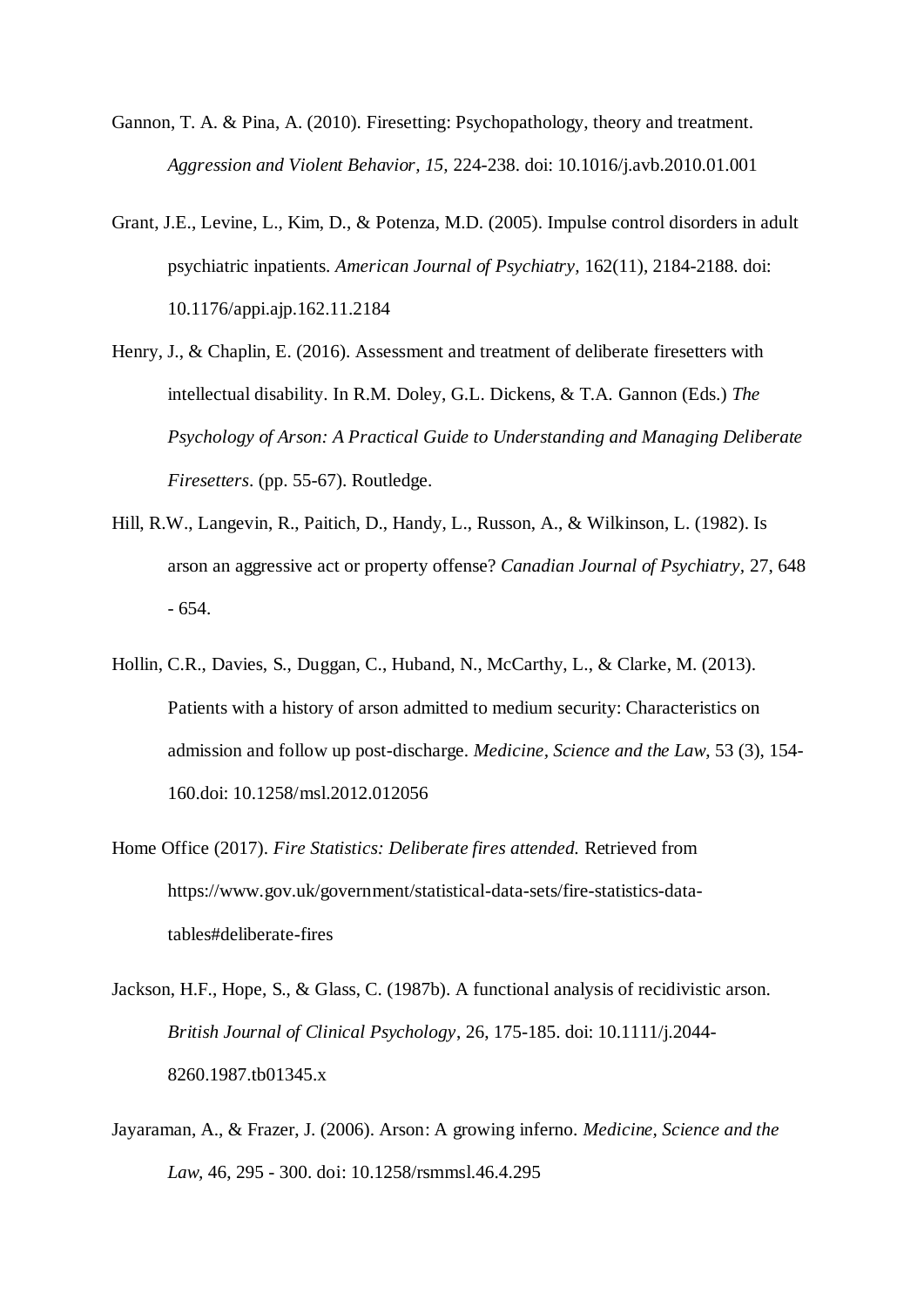Gannon, T. A. & Pina, A. (2010). Firesetting: Psychopathology, theory and treatment. *Aggression and Violent Behavior, 15,* 224-238. doi: 10.1016/j.avb.2010.01.001

Grant, J.E., Levine, L., Kim, D., & Potenza, M.D. (2005). Impulse control disorders in adult psychiatric inpatients. *American Journal of Psychiatry,* 162(11), 2184-2188. doi: 10.1176/appi.ajp.162.11.2184

Henry, J., & Chaplin, E. (2016). Assessment and treatment of deliberate firesetters with intellectual disability. In R.M. Doley, G.L. Dickens, & T.A. Gannon (Eds.) *The Psychology of Arson: A Practical Guide to Understanding and Managing Deliberate Firesetters*. (pp. 55-67). Routledge.

Hill, R.W., Langevin, R., Paitich, D., Handy, L., Russon, A., & Wilkinson, L. (1982). Is arson an aggressive act or property offense? *Canadian Journal of Psychiatry,* 27, 648 - 654.

Hollin, C.R., Davies, S., Duggan, C., Huband, N., McCarthy, L., & Clarke, M. (2013). Patients with a history of arson admitted to medium security: Characteristics on admission and follow up post-discharge. *Medicine, Science and the Law,* 53 (3), 154-160.doi: 10.1258/msl.2012.012056

Home Office (2017). *Fire Statistics: Deliberate fires attended.* Retrieved from https://www.gov.uk/government/statistical-data-sets/fire-statistics-data-tables#deliberate-fires

Jackson, H.F., Hope, S., & Glass, C. (1987b). A functional analysis of recidivistic arson. *British Journal of Clinical Psychology*, 26, 175-185. doi: 10.1111/j.2044-8260.1987.tb01345.x

Jayaraman, A., & Frazer, J. (2006). Arson: A growing inferno. *Medicine, Science and the Law,* 46, 295 - 300. doi: 10.1258/rsmmsl.46.4.295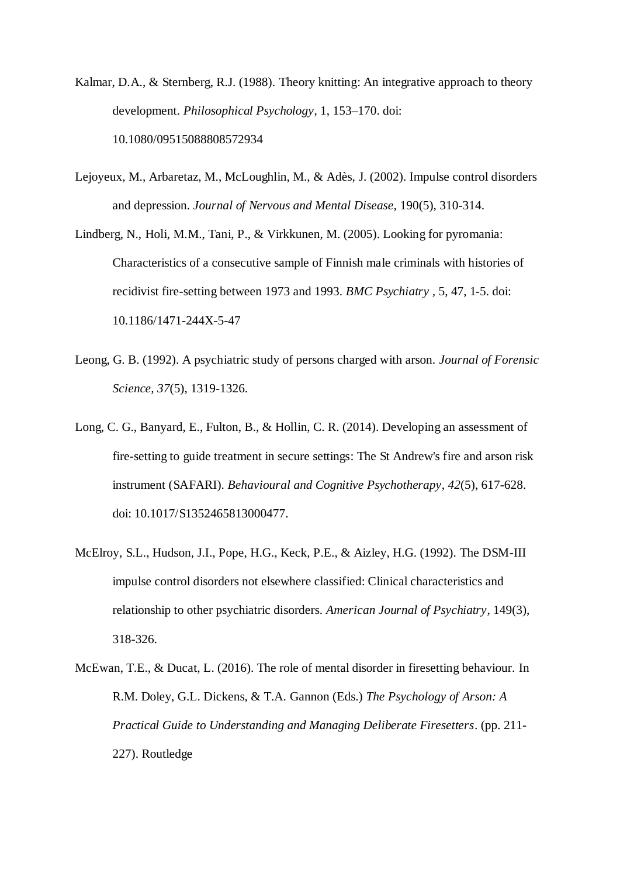Kalmar, D.A., & Sternberg, R.J. (1988). Theory knitting: An integrative approach to theory development. *Philosophical Psychology*, 1, 153–170. doi: 10.1080/09515088808572934

Lejoyeux, M., Arbaretaz, M., McLoughlin, M., & Adès, J. (2002). Impulse control disorders and depression. *Journal of Nervous and Mental Disease,* 190(5), 310-314.

Lindberg, N., Holi, M.M., Tani, P., & Virkkunen, M. (2005). Looking for pyromania: Characteristics of a consecutive sample of Finnish male criminals with histories of recidivist fire-setting between 1973 and 1993. *BMC Psychiatry* , 5, 47, 1-5. doi: 10.1186/1471-244X-5-47

Leong, G. B. (1992). A psychiatric study of persons charged with arson. *Journal of Forensic Science, 37*(5), 1319-1326.

Long, C. G., Banyard, E., Fulton, B., & Hollin, C. R. (2014). Developing an assessment of fire-setting to guide treatment in secure settings: The St Andrew's fire and arson risk instrument (SAFARI). *Behavioural and Cognitive Psychotherapy*, *42*(5), 617-628. doi: 10.1017/S1352465813000477.

McElroy, S.L., Hudson, J.I., Pope, H.G., Keck, P.E., & Aizley, H.G. (1992). The DSM-III impulse control disorders not elsewhere classified: Clinical characteristics and relationship to other psychiatric disorders. *American Journal of Psychiatry*, 149(3), 318-326.

McEwan, T.E., & Ducat, L. (2016). The role of mental disorder in firesetting behaviour. In R.M. Doley, G.L. Dickens, & T.A. Gannon (Eds.) *The Psychology of Arson: A Practical Guide to Understanding and Managing Deliberate Firesetters*. (pp. 211-227). Routledge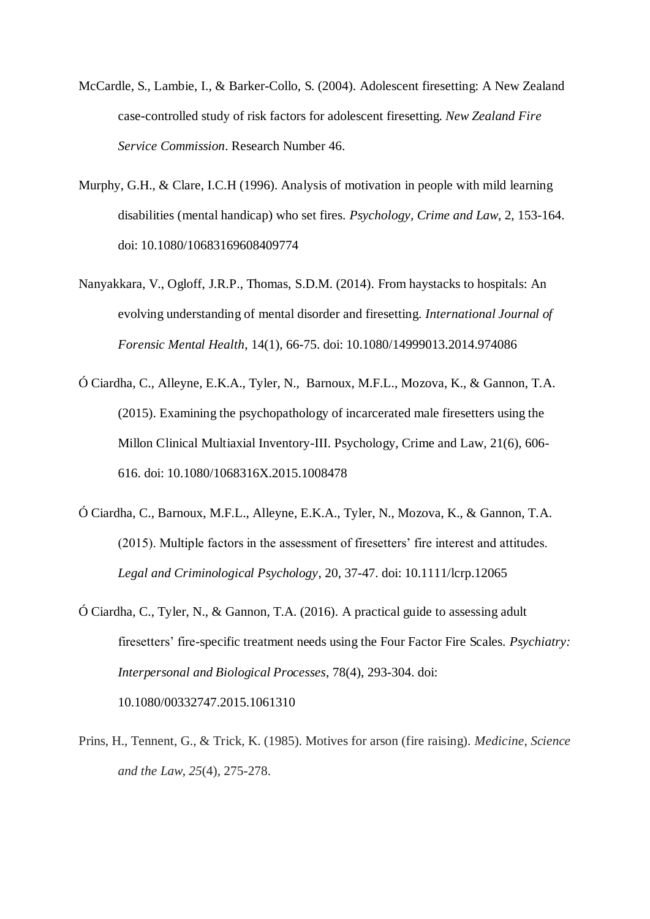McCardle, S., Lambie, I., & Barker-Collo, S. (2004). Adolescent firesetting: A New Zealand case-controlled study of risk factors for adolescent firesetting. *New Zealand Fire Service Commission*. Research Number 46.

Murphy, G.H., & Clare, I.C.H (1996). Analysis of motivation in people with mild learning disabilities (mental handicap) who set fires. *Psychology, Crime and Law*, 2, 153-164. doi: 10.1080/10683169608409774

Nanyakkara, V., Ogloff, J.R.P., Thomas, S.D.M. (2014). From haystacks to hospitals: An evolving understanding of mental disorder and firesetting. *International Journal of Forensic Mental Health*, 14(1), 66-75. doi: 10.1080/14999013.2014.974086

Ó Ciardha, C., Alleyne, E.K.A., Tyler, N., Barnoux, M.F.L., Mozova, K., & Gannon, T.A. (2015). Examining the psychopathology of incarcerated male firesetters using the Millon Clinical Multiaxial Inventory-III. Psychology, Crime and Law, 21(6), 606-616. doi: 10.1080/1068316X.2015.1008478

Ó Ciardha, C., Barnoux, M.F.L., Alleyne, E.K.A., Tyler, N., Mozova, K., & Gannon, T.A. (2015). Multiple factors in the assessment of firesetters' fire interest and attitudes. *Legal and Criminological Psychology*, 20, 37-47. doi: 10.1111/lcrp.12065

Ó Ciardha, C., Tyler, N., & Gannon, T.A. (2016). A practical guide to assessing adult firesetters' fire-specific treatment needs using the Four Factor Fire Scales. *Psychiatry: Interpersonal and Biological Processes*, 78(4), 293-304. doi: 10.1080/00332747.2015.1061310

Prins, H., Tennent, G., & Trick, K. (1985). Motives for arson (fire raising). *Medicine, Science and the Law*, *25*(4), 275-278.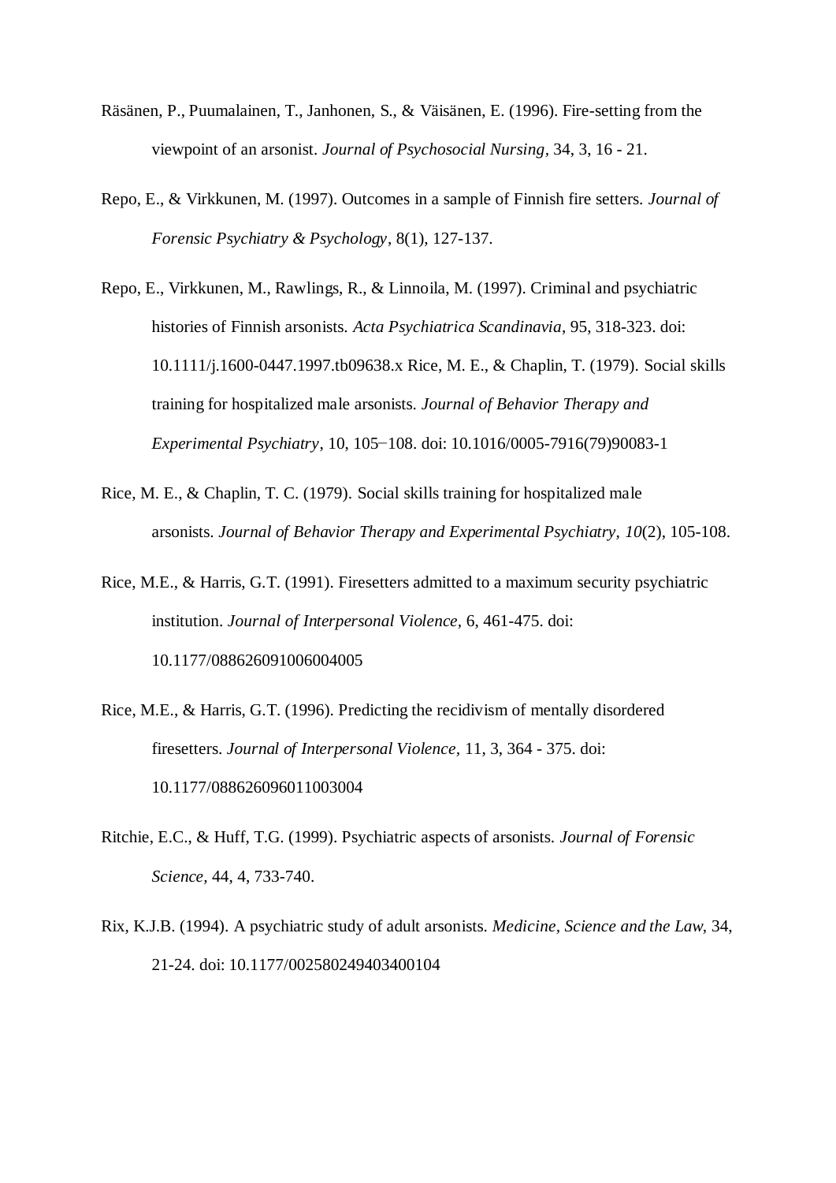Räsänen, P., Puumalainen, T., Janhonen, S., & Väisänen, E. (1996). Fire-setting from the viewpoint of an arsonist. *Journal of Psychosocial Nursing*, 34, 3, 16 - 21.

Repo, E., & Virkkunen, M. (1997). Outcomes in a sample of Finnish fire setters. *Journal of Forensic Psychiatry & Psychology*, 8(1), 127-137.

Repo, E., Virkkunen, M., Rawlings, R., & Linnoila, M. (1997). Criminal and psychiatric histories of Finnish arsonists. *Acta Psychiatrica Scandinavia*, 95, 318-323. doi: 10.1111/j.1600-0447.1997.tb09638.x Rice, M. E., & Chaplin, T. (1979). Social skills training for hospitalized male arsonists. *Journal of Behavior Therapy and Experimental Psychiatry*, 10, 105−108. doi: 10.1016/0005-7916(79)90083-1

Rice, M. E., & Chaplin, T. C. (1979). Social skills training for hospitalized male arsonists. *Journal of Behavior Therapy and Experimental Psychiatry*, *10*(2), 105-108.

Rice, M.E., & Harris, G.T. (1991). Firesetters admitted to a maximum security psychiatric institution. *Journal of Interpersonal Violence*, 6, 461-475. doi: 10.1177/088626091006004005

Rice, M.E., & Harris, G.T. (1996). Predicting the recidivism of mentally disordered firesetters. *Journal of Interpersonal Violence*, 11, 3, 364 - 375. doi: 10.1177/088626096011003004

Ritchie, E.C., & Huff, T.G. (1999). Psychiatric aspects of arsonists. *Journal of Forensic Science*, 44, 4, 733-740.

Rix, K.J.B. (1994). A psychiatric study of adult arsonists. *Medicine, Science and the Law*, 34, 21-24. doi: 10.1177/002580249403400104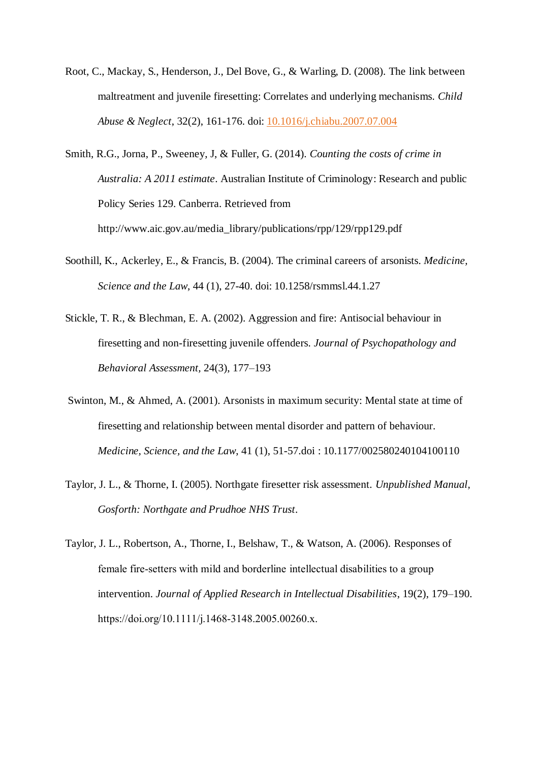Root, C., Mackay, S., Henderson, J., Del Bove, G., & Warling, D. (2008). The link between maltreatment and juvenile firesetting: Correlates and underlying mechanisms. *Child Abuse & Neglect*, 32(2), 161-176. doi: 10.1016/j.chiabu.2007.07.004

Smith, R.G., Jorna, P., Sweeney, J, & Fuller, G. (2014). *Counting the costs of crime in Australia: A 2011 estimate*. Australian Institute of Criminology: Research and public Policy Series 129. Canberra. Retrieved from http://www.aic.gov.au/media_library/publications/rpp/129/rpp129.pdf

Soothill, K., Ackerley, E., & Francis, B. (2004). The criminal careers of arsonists. *Medicine, Science and the Law*, 44 (1), 27-40. doi: 10.1258/rsmmsl.44.1.27

Stickle, T. R., & Blechman, E. A. (2002). Aggression and fire: Antisocial behaviour in firesetting and non-firesetting juvenile offenders. *Journal of Psychopathology and Behavioral Assessment*, 24(3), 177–193

Swinton, M., & Ahmed, A. (2001). Arsonists in maximum security: Mental state at time of firesetting and relationship between mental disorder and pattern of behaviour. *Medicine, Science, and the Law*, 41 (1), 51-57.doi : 10.1177/002580240104100110

Taylor, J. L., & Thorne, I. (2005). Northgate firesetter risk assessment. *Unpublished Manual, Gosforth: Northgate and Prudhoe NHS Trust*.

Taylor, J. L., Robertson, A., Thorne, I., Belshaw, T., & Watson, A. (2006). Responses of female fire-setters with mild and borderline intellectual disabilities to a group intervention. *Journal of Applied Research in Intellectual Disabilities*, 19(2), 179–190. https://doi.org/10.1111/j.1468-3148.2005.00260.x.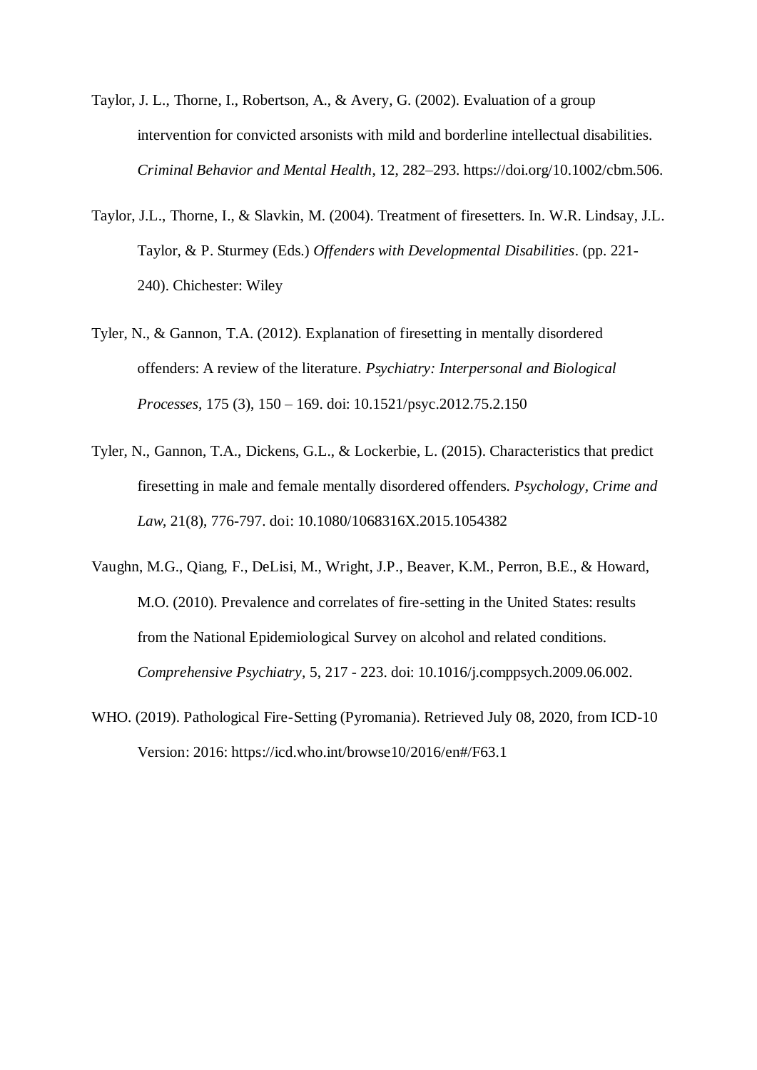Taylor, J. L., Thorne, I., Robertson, A., & Avery, G. (2002). Evaluation of a group intervention for convicted arsonists with mild and borderline intellectual disabilities. *Criminal Behavior and Mental Health*, 12, 282–293. https://doi.org/10.1002/cbm.506.

Taylor, J.L., Thorne, I., & Slavkin, M. (2004). Treatment of firesetters. In. W.R. Lindsay, J.L. Taylor, & P. Sturmey (Eds.) *Offenders with Developmental Disabilities*. (pp. 221-240). Chichester: Wiley

Tyler, N., & Gannon, T.A. (2012). Explanation of firesetting in mentally disordered offenders: A review of the literature. *Psychiatry: Interpersonal and Biological Processes,* 175 (3), 150 – 169. doi: 10.1521/psyc.2012.75.2.150

Tyler, N., Gannon, T.A., Dickens, G.L., & Lockerbie, L. (2015). Characteristics that predict firesetting in male and female mentally disordered offenders. *Psychology, Crime and Law*, 21(8), 776-797. doi: 10.1080/1068316X.2015.1054382

Vaughn, M.G., Qiang, F., DeLisi, M., Wright, J.P., Beaver, K.M., Perron, B.E., & Howard, M.O. (2010). Prevalence and correlates of fire-setting in the United States: results from the National Epidemiological Survey on alcohol and related conditions. *Comprehensive Psychiatry,* 5, 217 - 223. doi: 10.1016/j.comppsych.2009.06.002.

WHO. (2019). Pathological Fire-Setting (Pyromania). Retrieved July 08, 2020, from ICD-10 Version: 2016: https://icd.who.int/browse10/2016/en#/F63.1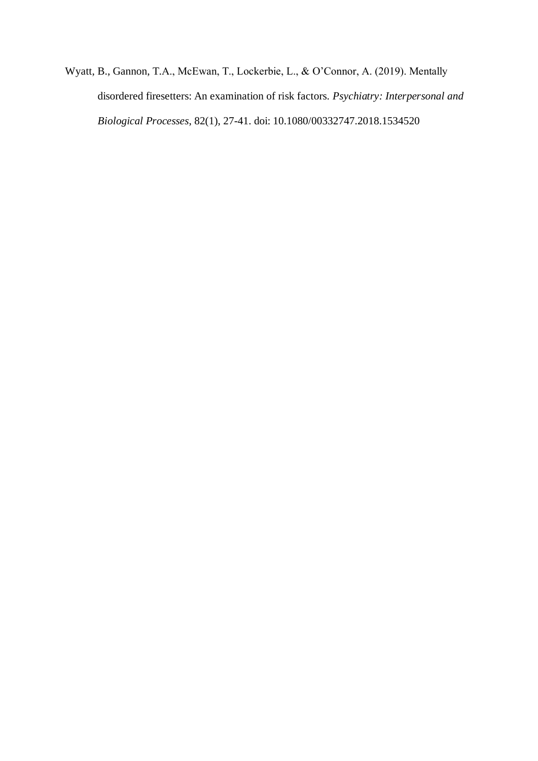Wyatt, B., Gannon, T.A., McEwan, T., Lockerbie, L., & O'Connor, A. (2019). Mentally disordered firesetters: An examination of risk factors. *Psychiatry: Interpersonal and Biological Processes*, 82(1), 27-41. doi: 10.1080/00332747.2018.1534520